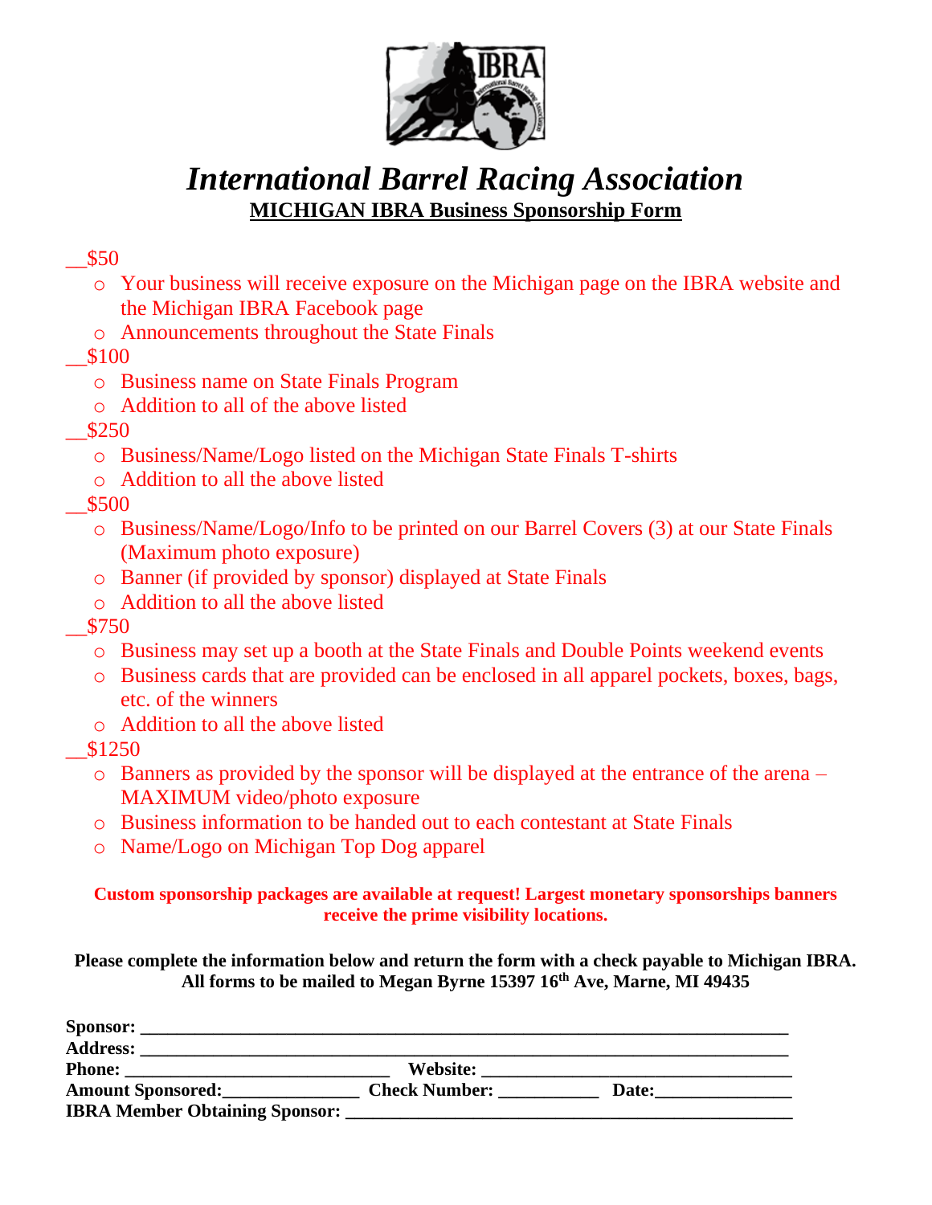# *International Barrel Racing Association*

## MICHIGAN IBRA Business Sponsorship Form

__$50

- Your business will receive exposure on the Michigan page on the IBRA website and the Michigan IBRA Facebook page
- Announcements throughout the State Finals

__$100

- Business name on State Finals Program
- Addition to all of the above listed

__$250

- Business/Name/Logo listed on the Michigan State Finals T-shirts
- Addition to all the above listed

__$500

- Business/Name/Logo/Info to be printed on our Barrel Covers (3) at our State Finals (Maximum photo exposure)
- Banner (if provided by sponsor) displayed at State Finals
- Addition to all the above listed

__$750

- Business may set up a booth at the State Finals and Double Points weekend events
- Business cards that are provided can be enclosed in all apparel pockets, boxes, bags, etc. of the winners
- Addition to all the above listed

__$1250

- Banners as provided by the sponsor will be displayed at the entrance of the arena – MAXIMUM video/photo exposure
- Business information to be handed out to each contestant at State Finals
- Name/Logo on Michigan Top Dog apparel

**Custom sponsorship packages are available at request! Largest monetary sponsorships banners receive the prime visibility locations.**

**Please complete the information below and return the form with a check payable to Michigan IBRA. All forms to be mailed to Megan Byrne 15397 16th Ave, Marne, MI 49435**

**Sponsor:** ______________________________________________________________________

**Address:** ______________________________________________________________________

**Phone:** ______________________________ **Website:** __________________________________

**Amount Sponsored:**_______________ **Check Number:** ___________ **Date:**_______________

**IBRA Member Obtaining Sponsor:** ___________________________________________________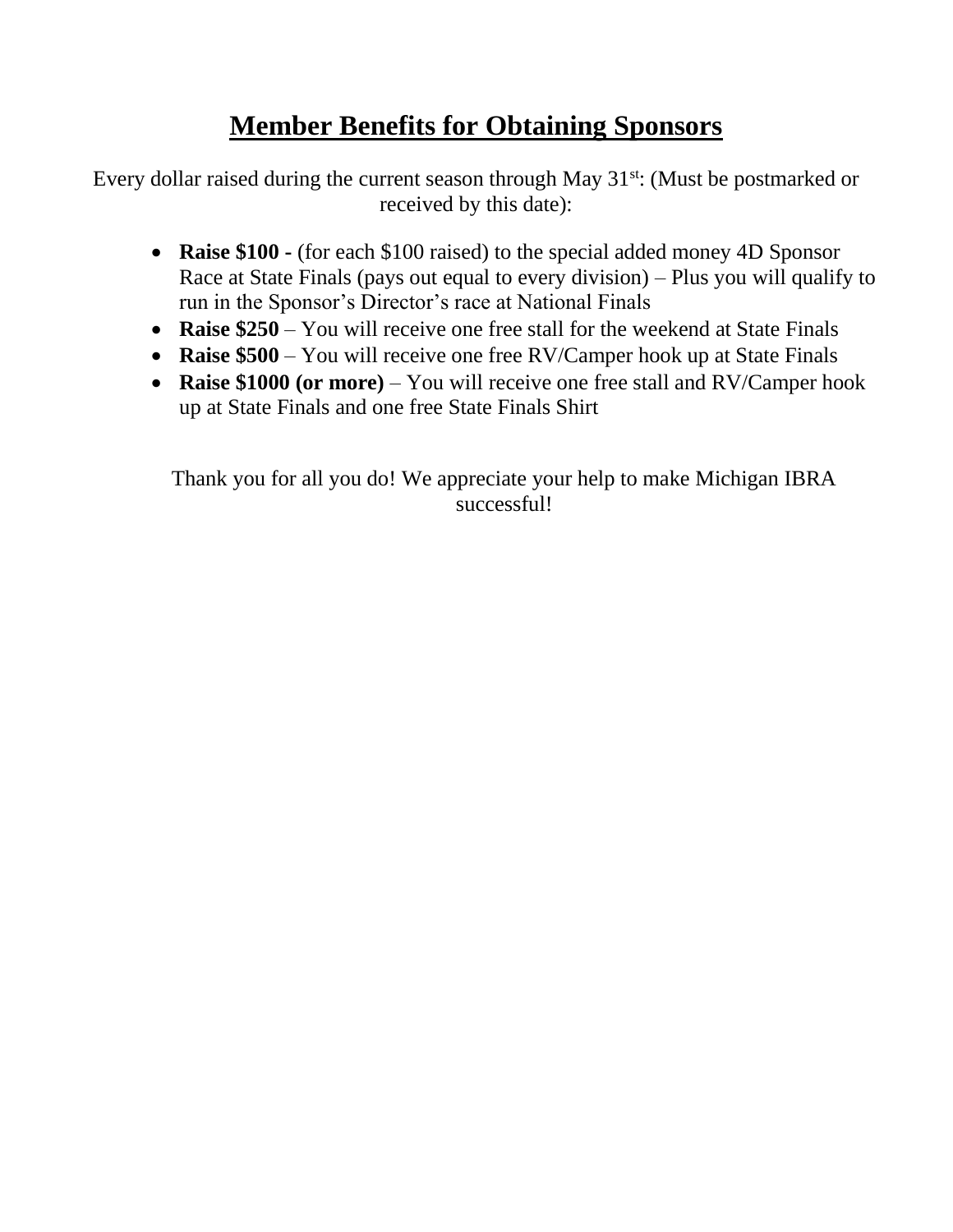# Member Benefits for Obtaining Sponsors

Every dollar raised during the current season through May 31st: (Must be postmarked or received by this date):

- **Raise $100 -** (for each $100 raised) to the special added money 4D Sponsor Race at State Finals (pays out equal to every division) – Plus you will qualify to run in the Sponsor's Director's race at National Finals
- **Raise $250** – You will receive one free stall for the weekend at State Finals
- **Raise $500** – You will receive one free RV/Camper hook up at State Finals
- **Raise $1000 (or more)** – You will receive one free stall and RV/Camper hook up at State Finals and one free State Finals Shirt

Thank you for all you do! We appreciate your help to make Michigan IBRA successful!